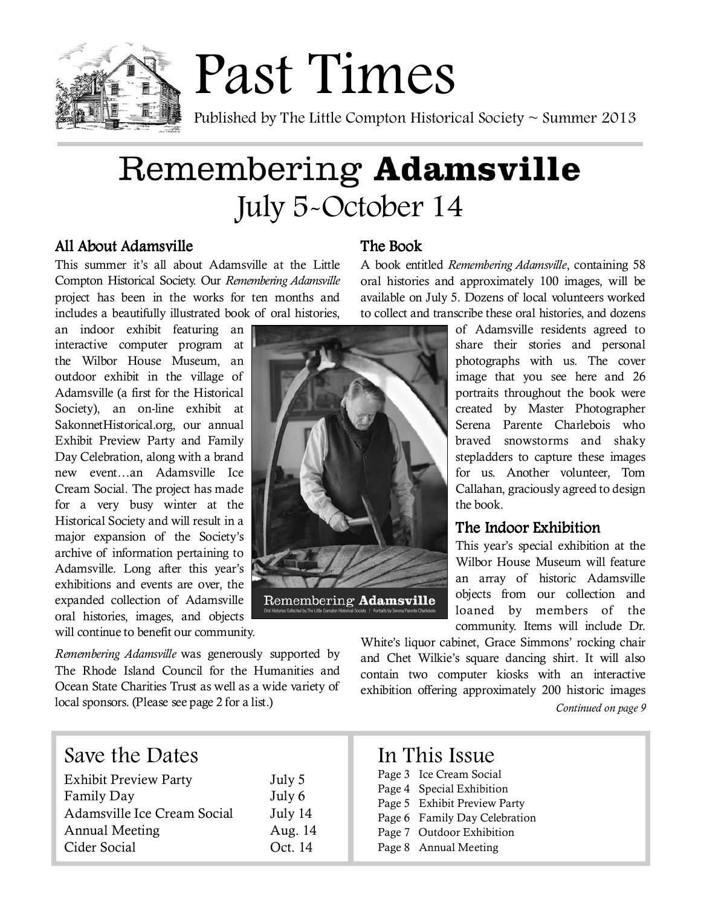# Past Times

Published by The Little Compton Historical Society ~ Summer 2013

# Remembering **Adamsville**

## July 5-October 14

### All About Adamsville

This summer it's all about Adamsville at the Little Compton Historical Society. Our *Remembering Adamsville* project has been in the works for ten months and includes a beautifully illustrated book of oral histories, an indoor exhibit featuring an interactive computer program at the Wilbor House Museum, an outdoor exhibit in the village of Adamsville (a first for the Historical Society), an on-line exhibit at SakonnetHistorical.org, our annual Exhibit Preview Party and Family Day Celebration, along with a brand new event…an Adamsville Ice Cream Social. The project has made for a very busy winter at the Historical Society and will result in a major expansion of the Society's archive of information pertaining to Adamsville. Long after this year's exhibitions and events are over, the expanded collection of Adamsville oral histories, images, and objects will continue to benefit our community.

*Remembering Adamsville* was generously supported by The Rhode Island Council for the Humanities and Ocean State Charities Trust as well as a wide variety of local sponsors. (Please see page 2 for a list.)

### The Book

A book entitled *Remembering Adamsville*, containing 58 oral histories and approximately 100 images, will be available on July 5. Dozens of local volunteers worked to collect and transcribe these oral histories, and dozens of Adamsville residents agreed to share their stories and personal photographs with us. The cover image that you see here and 26 portraits throughout the book were created by Master Photographer Serena Parente Charlebois who braved snowstorms and shaky stepladders to capture these images for us. Another volunteer, Tom Callahan, graciously agreed to design the book.

### The Indoor Exhibition

This year's special exhibition at the Wilbor House Museum will feature an array of historic Adamsville objects from our collection and loaned by members of the community. Items will include Dr. White's liquor cabinet, Grace Simmons' rocking chair and Chet Wilkie's square dancing shirt. It will also contain two computer kiosks with an interactive exhibition offering approximately 200 historic images

*Continued on page 9*

## Save the Dates

| Event | Date |
|---|---|
| Exhibit Preview Party | July 5 |
| Family Day | July 6 |
| Adamsville Ice Cream Social | July 14 |
| Annual Meeting | Aug. 14 |
| Cider Social | Oct. 14 |

## In This Issue

- Page 3 Ice Cream Social
- Page 4 Special Exhibition
- Page 5 Exhibit Preview Party
- Page 6 Family Day Celebration
- Page 7 Outdoor Exhibition
- Page 8 Annual Meeting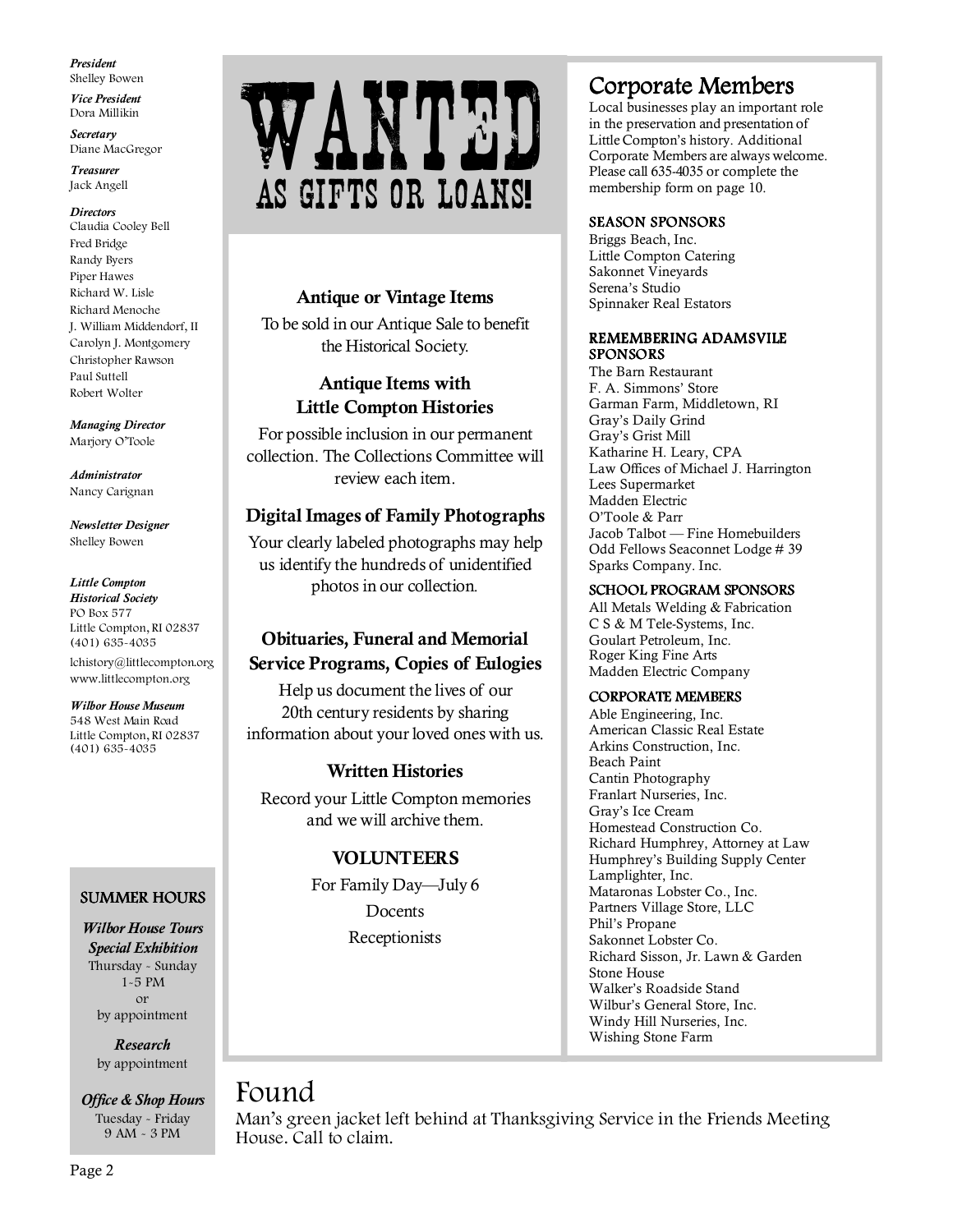*President*
Shelley Bowen

*Vice President*
Dora Millikin

*Secretary*
Diane MacGregor

*Treasurer*
Jack Angell

*Directors*
Claudia Cooley Bell
Fred Bridge
Randy Byers
Piper Hawes
Richard W. Lisle
Richard Menoche
J. William Middendorf, II
Carolyn J. Montgomery
Christopher Rawson
Paul Suttell
Robert Wolter

*Managing Director*
Marjory O'Toole

*Administrator*
Nancy Carignan

*Newsletter Designer*
Shelley Bowen

*Little Compton Historical Society*
PO Box 577
Little Compton, RI 02837
(401) 635-4035
lchistory@littlecompton.org
www.littlecompton.org

*Wilbor House Museum*
548 West Main Road
Little Compton, RI 02837
(401) 635-4035

### SUMMER HOURS

***Wilbor House Tours***
***Special Exhibition***
Thursday - Sunday
1-5 PM
or
by appointment

***Research***
by appointment

***Office & Shop Hours***
Tuesday - Friday
9 AM - 3 PM

# WANTED
## AS GIFTS OR LOANS!

### Antique or Vintage Items

To be sold in our Antique Sale to benefit the Historical Society.

### Antique Items with Little Compton Histories

For possible inclusion in our permanent collection. The Collections Committee will review each item.

### Digital Images of Family Photographs

Your clearly labeled photographs may help us identify the hundreds of unidentified photos in our collection.

### Obituaries, Funeral and Memorial Service Programs, Copies of Eulogies

Help us document the lives of our 20th century residents by sharing information about your loved ones with us.

### Written Histories

Record your Little Compton memories and we will archive them.

### VOLUNTEERS

For Family Day—July 6
Docents
Receptionists

## Corporate Members

Local businesses play an important role in the preservation and presentation of Little Compton's history. Additional Corporate Members are always welcome. Please call 635-4035 or complete the membership form on page 10.

### SEASON SPONSORS

Briggs Beach, Inc.
Little Compton Catering
Sakonnet Vineyards
Serena's Studio
Spinnaker Real Estators

### REMEMBERING ADAMSVILE SPONSORS

The Barn Restaurant
F. A. Simmons' Store
Garman Farm, Middletown, RI
Gray's Daily Grind
Gray's Grist Mill
Katharine H. Leary, CPA
Law Offices of Michael J. Harrington
Lees Supermarket
Madden Electric
O'Toole & Parr
Jacob Talbot — Fine Homebuilders
Odd Fellows Seaconnet Lodge # 39
Sparks Company. Inc.

### SCHOOL PROGRAM SPONSORS

All Metals Welding & Fabrication
C S & M Tele-Systems, Inc.
Goulart Petroleum, Inc.
Roger King Fine Arts
Madden Electric Company

### CORPORATE MEMBERS

Able Engineering, Inc.
American Classic Real Estate
Arkins Construction, Inc.
Beach Paint
Cantin Photography
Franlart Nurseries, Inc.
Gray's Ice Cream
Homestead Construction Co.
Richard Humphrey, Attorney at Law
Humphrey's Building Supply Center
Lamplighter, Inc.
Mataronas Lobster Co., Inc.
Partners Village Store, LLC
Phil's Propane
Sakonnet Lobster Co.
Richard Sisson, Jr. Lawn & Garden
Stone House
Walker's Roadside Stand
Wilbur's General Store, Inc.
Windy Hill Nurseries, Inc.
Wishing Stone Farm

## Found

Man's green jacket left behind at Thanksgiving Service in the Friends Meeting House. Call to claim.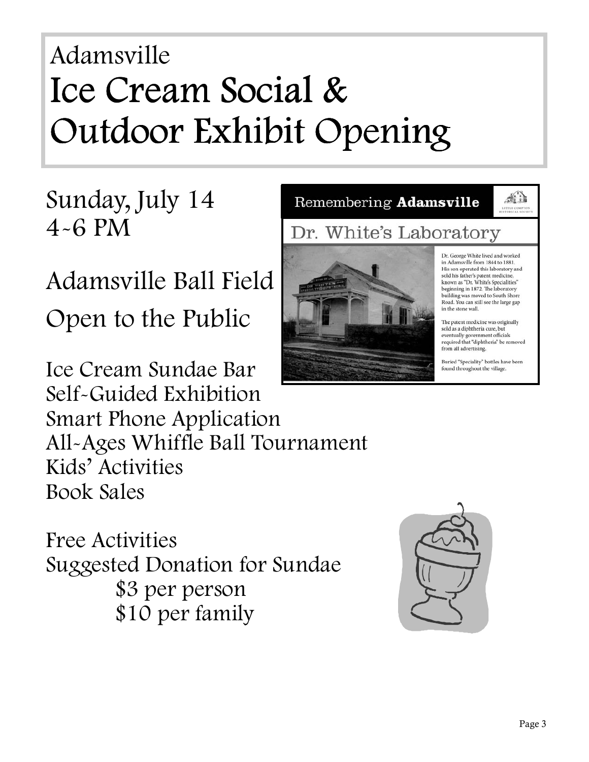# Adamsville
# Ice Cream Social & Outdoor Exhibit Opening

Sunday, July 14
4-6 PM

Adamsville Ball Field

Open to the Public

Remembering **Adamsville**

Dr. White's Laboratory

Dr. George White lived and worked in Adamsville from 1844 to 1881. His son operated this laboratory and sold his father's patent medicine, known as "Dr. White's Specialities" beginning in 1872. The laboratory building was moved to South Shore Road. You can still see the large gap in the stone wall.

The patent medicine was originally sold as a diphtheria cure, but eventually government officials required that "diphtheria" be removed from all advertising.

Buried "Speciality" bottles have been found throughout the village.

Ice Cream Sundae Bar
Self-Guided Exhibition
Smart Phone Application
All-Ages Whiffle Ball Tournament
Kids' Activities
Book Sales

Free Activities
Suggested Donation for Sundae
$3 per person
$10 per family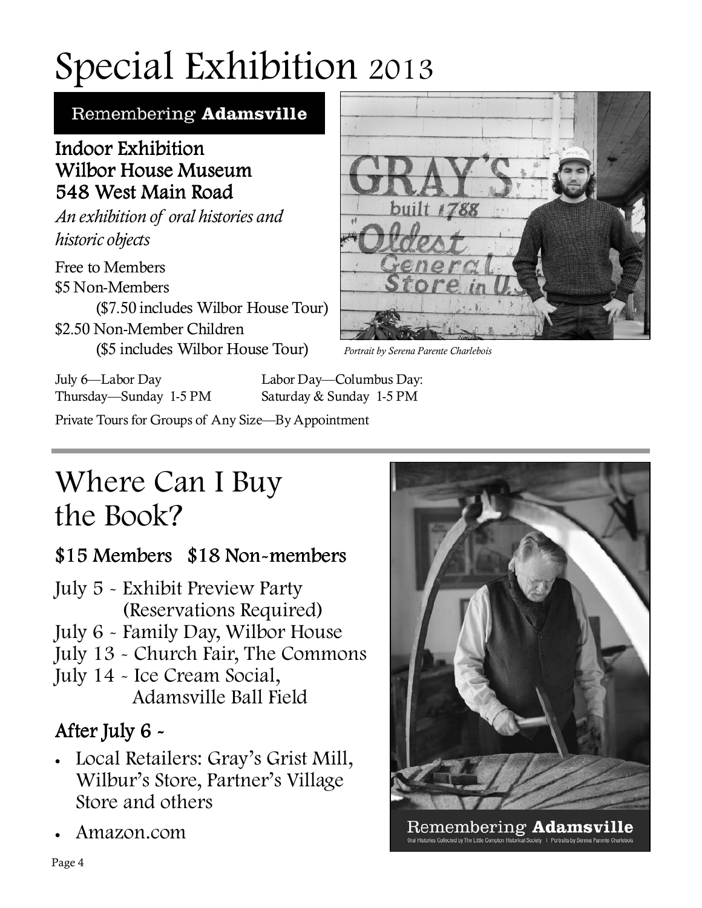# Special Exhibition 2013

## Remembering **Adamsville**

### Indoor Exhibition
### Wilbor House Museum
### 548 West Main Road

*An exhibition of oral histories and historic objects*

Free to Members
$5 Non-Members
($7.50 includes Wilbor House Tour)
$2.50 Non-Member Children
($5 includes Wilbor House Tour)

*Portrait by Serena Parente Charlebois*

July 6—Labor Day
Thursday—Sunday 1-5 PM

Labor Day—Columbus Day:
Saturday & Sunday 1-5 PM

Private Tours for Groups of Any Size—By Appointment

# Where Can I Buy the Book?

## $15 Members $18 Non-members

July 5 - Exhibit Preview Party (Reservations Required)
July 6 - Family Day, Wilbor House
July 13 - Church Fair, The Commons
July 14 - Ice Cream Social, Adamsville Ball Field

## After July 6 -

- Local Retailers: Gray's Grist Mill, Wilbur's Store, Partner's Village Store and others
- Amazon.com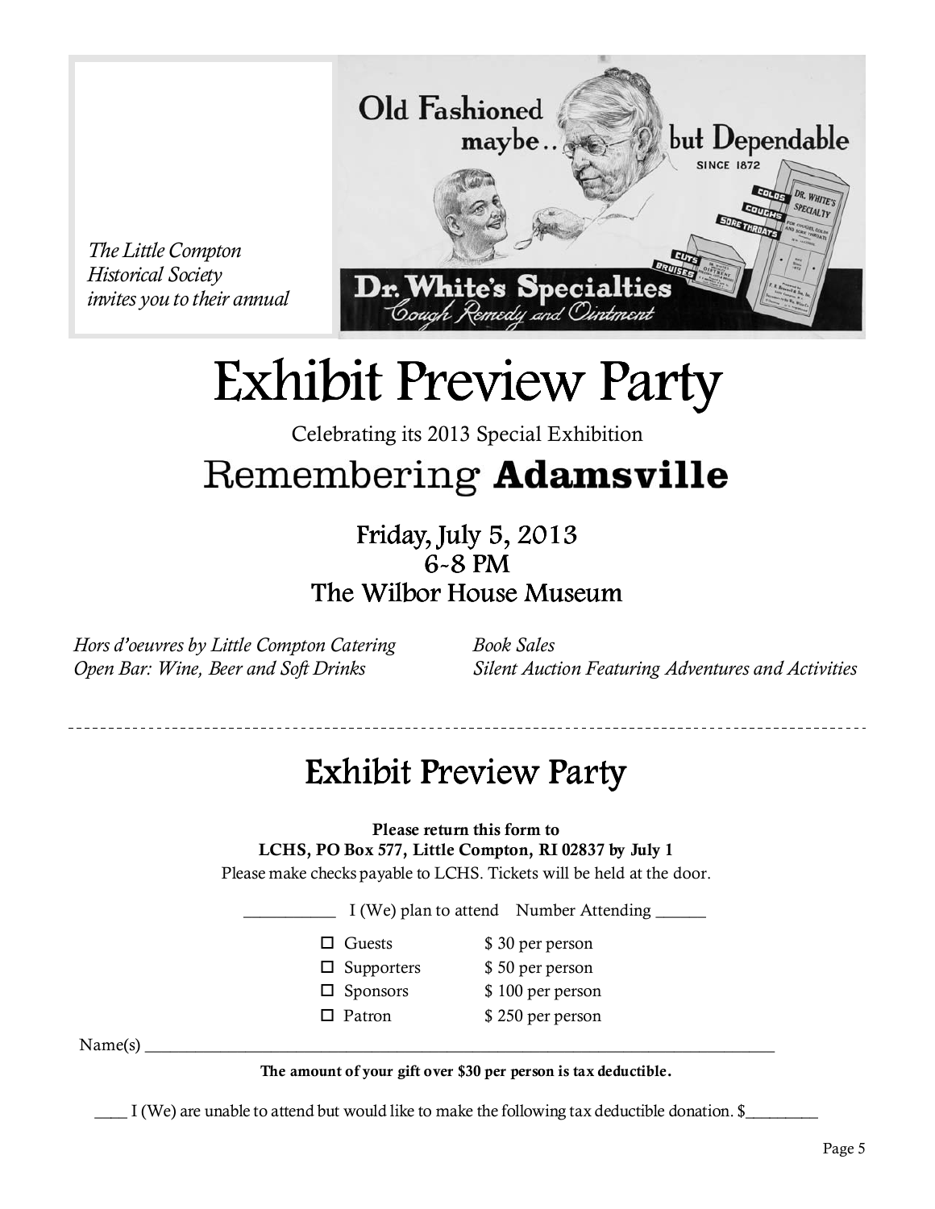*The Little Compton Historical Society invites you to their annual*

# Exhibit Preview Party

Celebrating its 2013 Special Exhibition

## Remembering **Adamsville**

### Friday, July 5, 2013
### 6-8 PM
### The Wilbor House Museum

*Hors d'oeuvres by Little Compton Catering*
*Open Bar: Wine, Beer and Soft Drinks*

*Book Sales*
*Silent Auction Featuring Adventures and Activities*

---

# Exhibit Preview Party

**Please return this form to**
**LCHS, PO Box 577, Little Compton, RI 02837 by July 1**

Please make checks payable to LCHS. Tickets will be held at the door.

___________ I (We) plan to attend Number Attending ______

- ☐ Guests $ 30 per person
- ☐ Supporters $ 50 per person
- ☐ Sponsors $ 100 per person
- ☐ Patron $ 250 per person

Name(s) ________________________________________________________________________________

**The amount of your gift over $30 per person is tax deductible.**

____ I (We) are unable to attend but would like to make the following tax deductible donation. $_________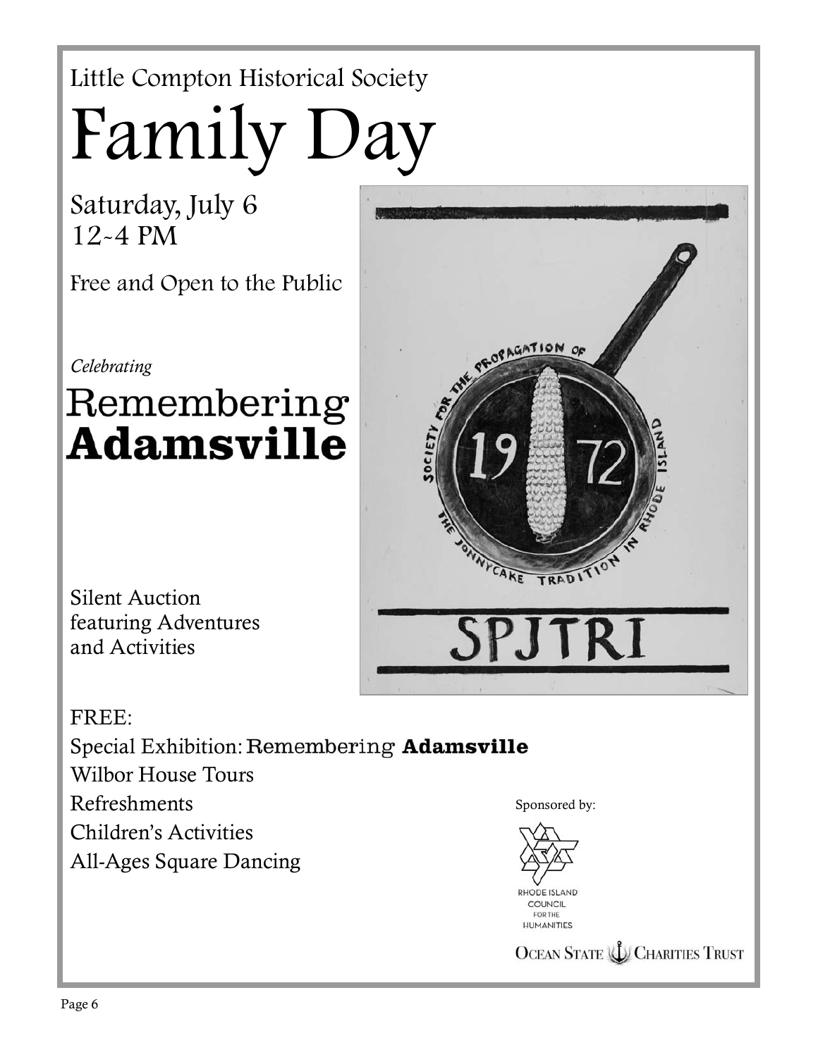Little Compton Historical Society

# Family Day

Saturday, July 6
12~4 PM

Free and Open to the Public

*Celebrating*

## Remembering **Adamsville**

Silent Auction
featuring Adventures
and Activities

FREE:
Special Exhibition: Remembering **Adamsville**
Wilbor House Tours
Refreshments
Children's Activities
All-Ages Square Dancing

Sponsored by:

Rhode Island Council for the Humanities

Ocean State Charities Trust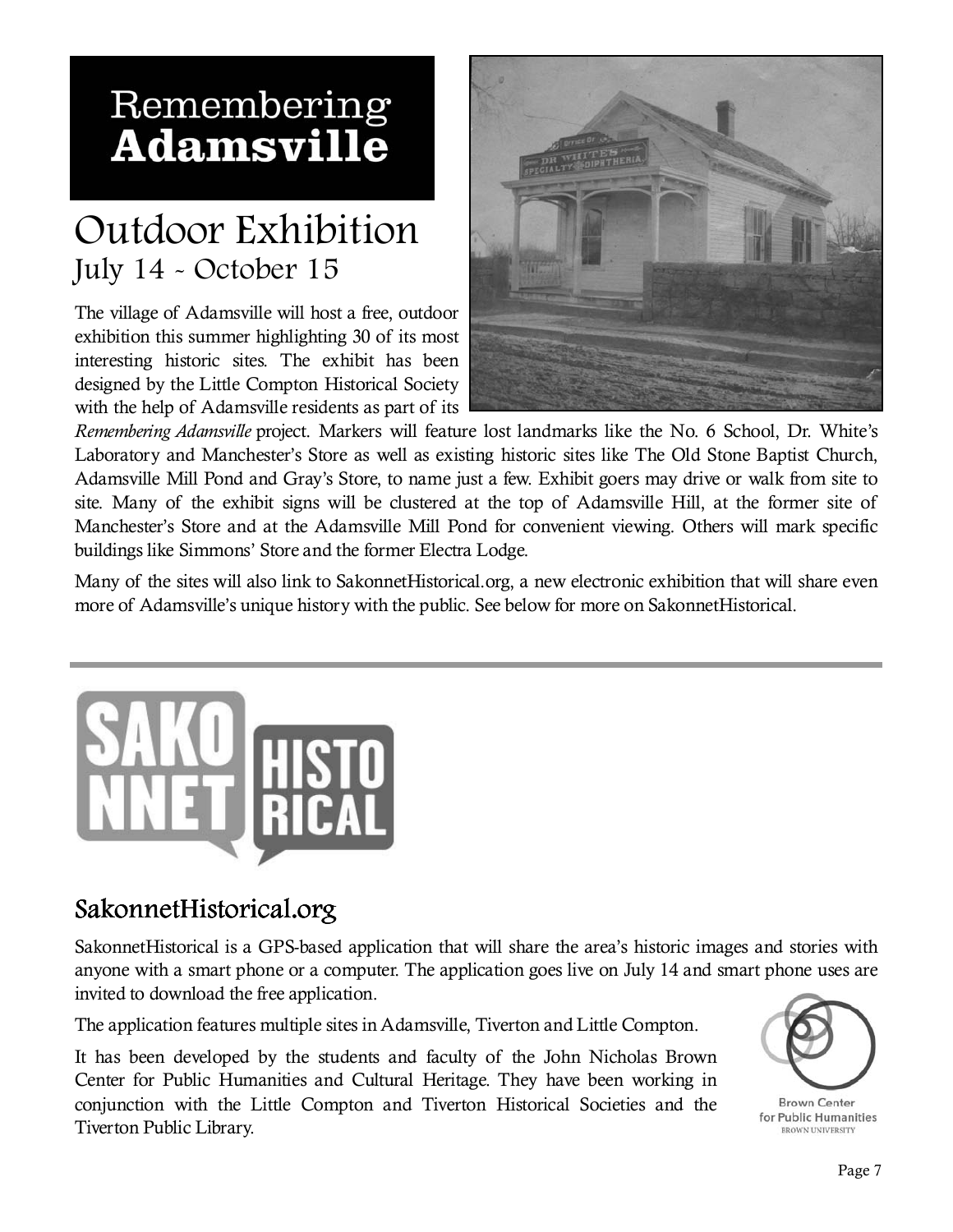# Remembering **Adamsville**

## Outdoor Exhibition

### July 14 - October 15

The village of Adamsville will host a free, outdoor exhibition this summer highlighting 30 of its most interesting historic sites. The exhibit has been designed by the Little Compton Historical Society with the help of Adamsville residents as part of its *Remembering Adamsville* project. Markers will feature lost landmarks like the No. 6 School, Dr. White's Laboratory and Manchester's Store as well as existing historic sites like The Old Stone Baptist Church, Adamsville Mill Pond and Gray's Store, to name just a few. Exhibit goers may drive or walk from site to site. Many of the exhibit signs will be clustered at the top of Adamsville Hill, at the former site of Manchester's Store and at the Adamsville Mill Pond for convenient viewing. Others will mark specific buildings like Simmons' Store and the former Electra Lodge.

Many of the sites will also link to SakonnetHistorical.org, a new electronic exhibition that will share even more of Adamsville's unique history with the public. See below for more on SakonnetHistorical.

---

SAKONNET HISTORICAL

## SakonnetHistorical.org

SakonnetHistorical is a GPS-based application that will share the area's historic images and stories with anyone with a smart phone or a computer. The application goes live on July 14 and smart phone uses are invited to download the free application.

The application features multiple sites in Adamsville, Tiverton and Little Compton.

It has been developed by the students and faculty of the John Nicholas Brown Center for Public Humanities and Cultural Heritage. They have been working in conjunction with the Little Compton and Tiverton Historical Societies and the Tiverton Public Library.

Brown Center for Public Humanities
BROWN UNIVERSITY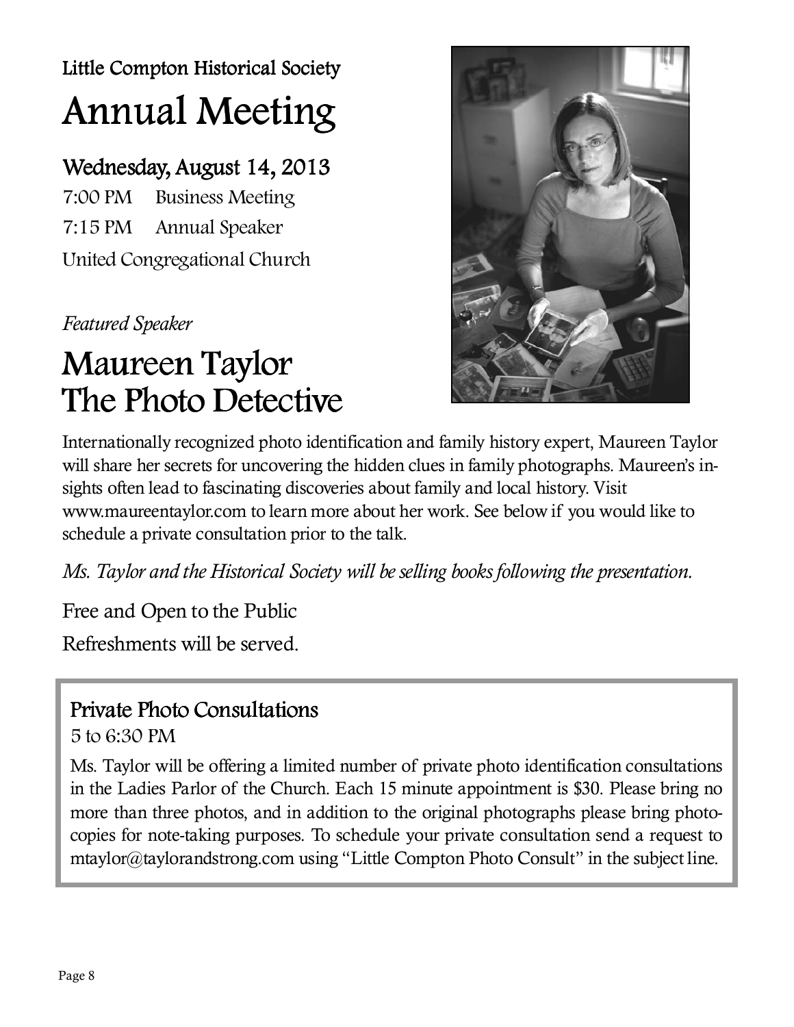Little Compton Historical Society

# Annual Meeting

## Wednesday, August 14, 2013

7:00 PM Business Meeting

7:15 PM Annual Speaker

United Congregational Church

*Featured Speaker*

# Maureen Taylor The Photo Detective

Internationally recognized photo identification and family history expert, Maureen Taylor will share her secrets for uncovering the hidden clues in family photographs. Maureen's insights often lead to fascinating discoveries about family and local history. Visit www.maureentaylor.com to learn more about her work. See below if you would like to schedule a private consultation prior to the talk.

*Ms. Taylor and the Historical Society will be selling books following the presentation.*

Free and Open to the Public

Refreshments will be served.

## Private Photo Consultations

5 to 6:30 PM

Ms. Taylor will be offering a limited number of private photo identification consultations in the Ladies Parlor of the Church. Each 15 minute appointment is $30. Please bring no more than three photos, and in addition to the original photographs please bring photocopies for note-taking purposes. To schedule your private consultation send a request to mtaylor@taylorandstrong.com using "Little Compton Photo Consult" in the subject line.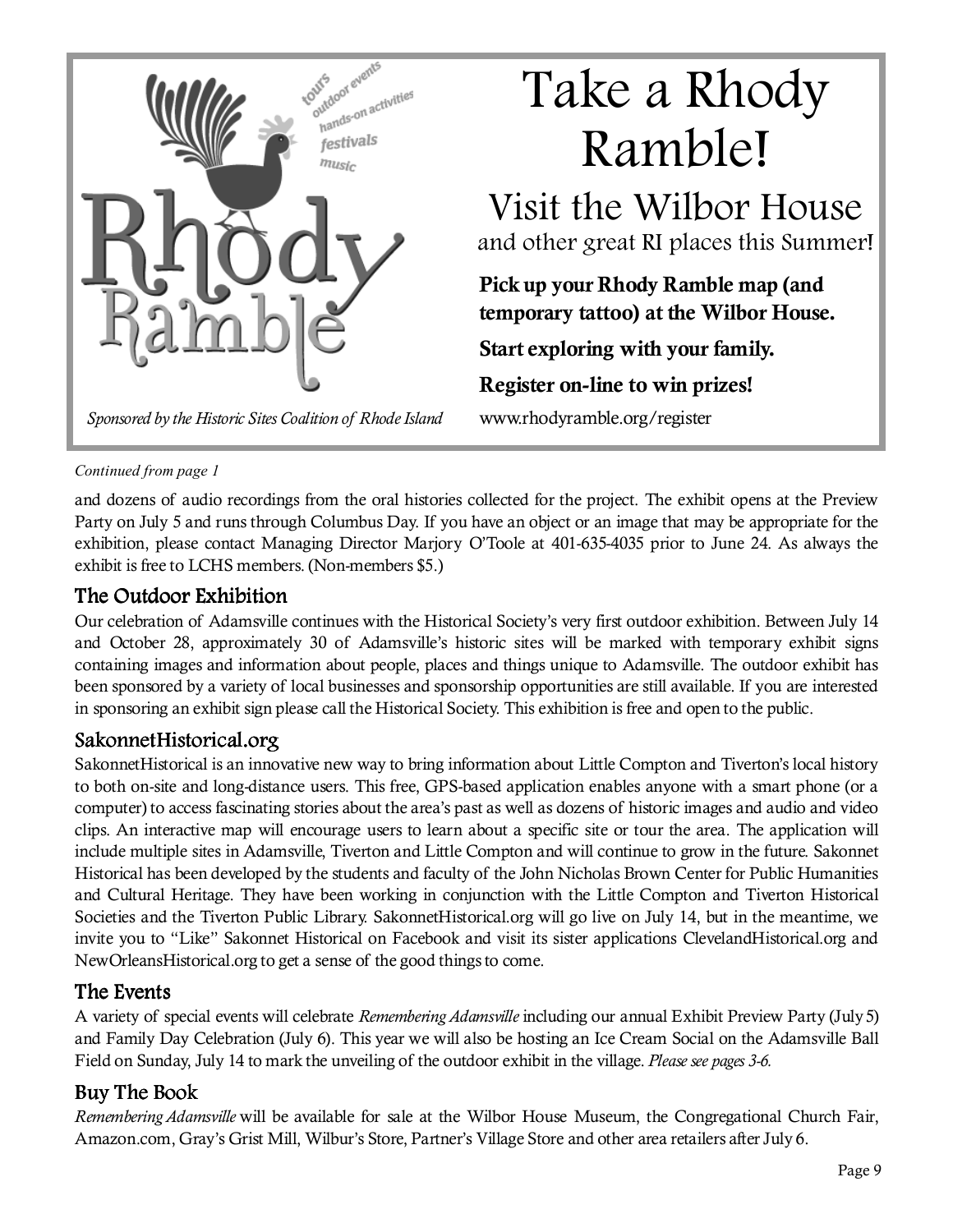# Take a Rhody Ramble!

## Visit the Wilbor House

and other great RI places this Summer!

**Pick up your Rhody Ramble map (and temporary tattoo) at the Wilbor House.**

**Start exploring with your family.**

**Register on-line to win prizes!**

www.rhodyramble.org/register

*Sponsored by the Historic Sites Coalition of Rhode Island*

*Continued from page 1*

and dozens of audio recordings from the oral histories collected for the project. The exhibit opens at the Preview Party on July 5 and runs through Columbus Day. If you have an object or an image that may be appropriate for the exhibition, please contact Managing Director Marjory O'Toole at 401-635-4035 prior to June 24. As always the exhibit is free to LCHS members. (Non-members $5.)

## The Outdoor Exhibition

Our celebration of Adamsville continues with the Historical Society's very first outdoor exhibition. Between July 14 and October 28, approximately 30 of Adamsville's historic sites will be marked with temporary exhibit signs containing images and information about people, places and things unique to Adamsville. The outdoor exhibit has been sponsored by a variety of local businesses and sponsorship opportunities are still available. If you are interested in sponsoring an exhibit sign please call the Historical Society. This exhibition is free and open to the public.

## SakonnetHistorical.org

SakonnetHistorical is an innovative new way to bring information about Little Compton and Tiverton's local history to both on-site and long-distance users. This free, GPS-based application enables anyone with a smart phone (or a computer) to access fascinating stories about the area's past as well as dozens of historic images and audio and video clips. An interactive map will encourage users to learn about a specific site or tour the area. The application will include multiple sites in Adamsville, Tiverton and Little Compton and will continue to grow in the future. Sakonnet Historical has been developed by the students and faculty of the John Nicholas Brown Center for Public Humanities and Cultural Heritage. They have been working in conjunction with the Little Compton and Tiverton Historical Societies and the Tiverton Public Library. SakonnetHistorical.org will go live on July 14, but in the meantime, we invite you to "Like" Sakonnet Historical on Facebook and visit its sister applications ClevelandHistorical.org and NewOrleansHistorical.org to get a sense of the good things to come.

## The Events

A variety of special events will celebrate *Remembering Adamsville* including our annual Exhibit Preview Party (July 5) and Family Day Celebration (July 6). This year we will also be hosting an Ice Cream Social on the Adamsville Ball Field on Sunday, July 14 to mark the unveiling of the outdoor exhibit in the village. *Please see pages 3-6.*

## Buy The Book

*Remembering Adamsville* will be available for sale at the Wilbor House Museum, the Congregational Church Fair, Amazon.com, Gray's Grist Mill, Wilbur's Store, Partner's Village Store and other area retailers after July 6.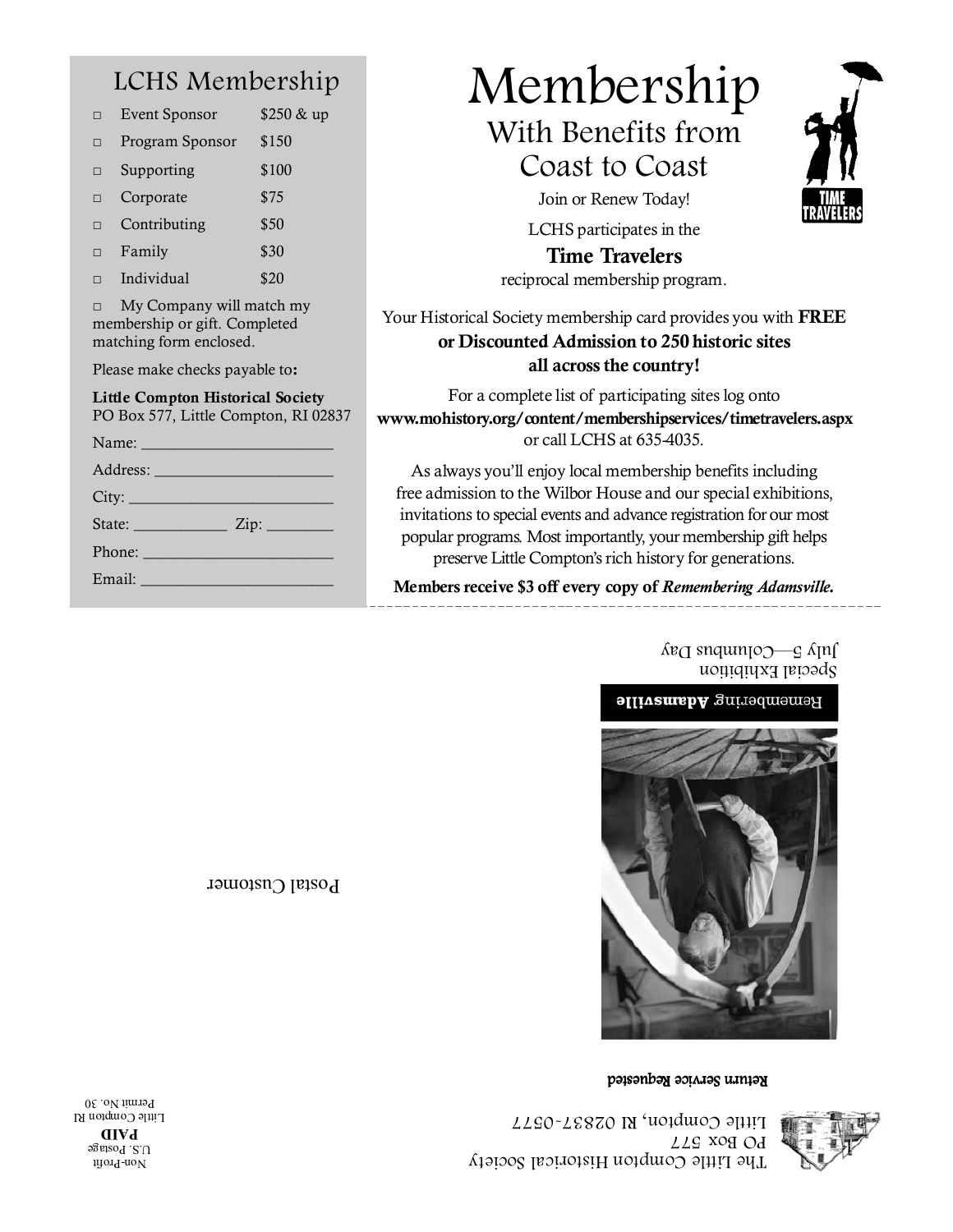## LCHS Membership

| | |
|---|---|
| □ Event Sponsor | $250 & up |
| □ Program Sponsor | $150 |
| □ Supporting | $100 |
| □ Corporate | $75 |
| □ Contributing | $50 |
| □ Family | $30 |
| □ Individual | $20 |

□ My Company will match my membership or gift. Completed matching form enclosed.

Please make checks payable to**:**

**Little Compton Historical Society**
PO Box 577, Little Compton, RI 02837

Name: ________________________

Address: ______________________

City: _________________________

State: ___________ Zip: ________

Phone: ________________________

Email: ________________________

# Membership

## With Benefits from Coast to Coast

Join or Renew Today!

LCHS participates in the

**Time Travelers**

reciprocal membership program.

TIME TRAVELERS

Your Historical Society membership card provides you with **FREE or Discounted Admission to 250 historic sites all across the country!**

For a complete list of participating sites log onto **www.mohistory.org/content/membershipservices/timetravelers.aspx** or call LCHS at 635-4035.

As always you'll enjoy local membership benefits including free admission to the Wilbor House and our special exhibitions, invitations to special events and advance registration for our most popular programs. Most importantly, your membership gift helps preserve Little Compton's rich history for generations.

**Members receive $3 off every copy of *Remembering Adamsville.***

Remembering **Adamsville**

Special Exhibition
July 5—Columbus Day

Postal Customer

Return Service Requested

The Little Compton Historical Society
PO Box 577
Little Compton, RI 02837-0577

Non-Profit
U.S. Postage
**PAID**
Little Compton RI
Permit No. 30